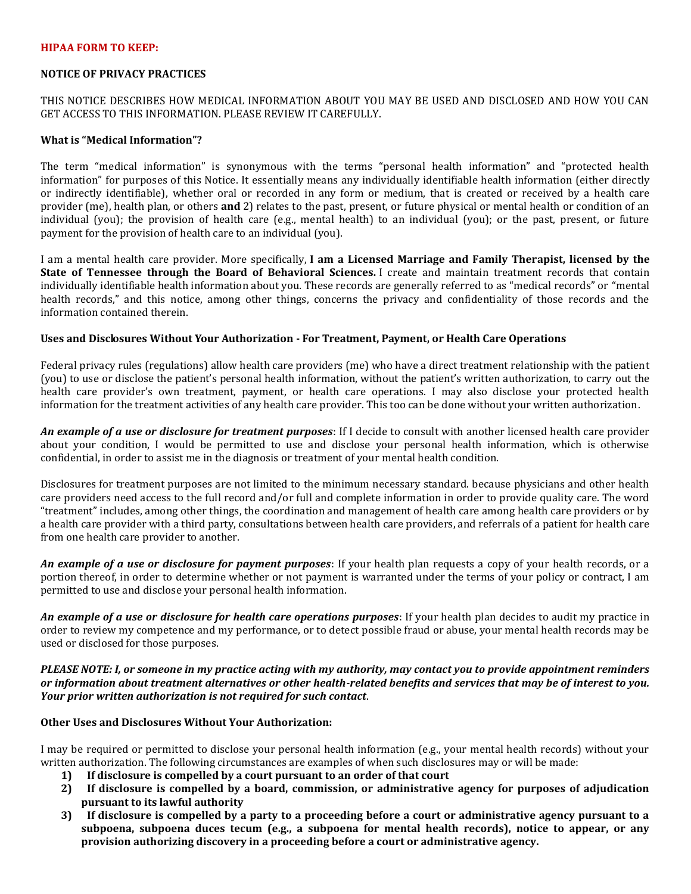**HIPAA FORM TO KEEP:**

**NOTICE OF PRIVACY PRACTICES**

THIS NOTICE DESCRIBES HOW MEDICAL INFORMATION ABOUT YOU MAY BE USED AND DISCLOSED AND HOW YOU CAN GET ACCESS TO THIS INFORMATION. PLEASE REVIEW IT CAREFULLY.

**What is "Medical Information"?**

The term "medical information" is synonymous with the terms "personal health information" and "protected health information" for purposes of this Notice. It essentially means any individually identifiable health information (either directly or indirectly identifiable), whether oral or recorded in any form or medium, that is created or received by a health care provider (me), health plan, or others **and** 2) relates to the past, present, or future physical or mental health or condition of an individual (you); the provision of health care (e.g., mental health) to an individual (you); or the past, present, or future payment for the provision of health care to an individual (you).

I am a mental health care provider. More specifically, **I am a Licensed Marriage and Family Therapist, licensed by the State of Tennessee through the Board of Behavioral Sciences.** I create and maintain treatment records that contain individually identifiable health information about you. These records are generally referred to as "medical records" or "mental health records," and this notice, among other things, concerns the privacy and confidentiality of those records and the information contained therein.

**Uses and Disclosures Without Your Authorization - For Treatment, Payment, or Health Care Operations**

Federal privacy rules (regulations) allow health care providers (me) who have a direct treatment relationship with the patient (you) to use or disclose the patient's personal health information, without the patient's written authorization, to carry out the health care provider's own treatment, payment, or health care operations. I may also disclose your protected health information for the treatment activities of any health care provider. This too can be done without your written authorization.

***An example of a use or disclosure for treatment purposes***: If I decide to consult with another licensed health care provider about your condition, I would be permitted to use and disclose your personal health information, which is otherwise confidential, in order to assist me in the diagnosis or treatment of your mental health condition.

Disclosures for treatment purposes are not limited to the minimum necessary standard. because physicians and other health care providers need access to the full record and/or full and complete information in order to provide quality care. The word "treatment" includes, among other things, the coordination and management of health care among health care providers or by a health care provider with a third party, consultations between health care providers, and referrals of a patient for health care from one health care provider to another.

***An example of a use or disclosure for payment purposes***: If your health plan requests a copy of your health records, or a portion thereof, in order to determine whether or not payment is warranted under the terms of your policy or contract, I am permitted to use and disclose your personal health information.

***An example of a use or disclosure for health care operations purposes***: If your health plan decides to audit my practice in order to review my competence and my performance, or to detect possible fraud or abuse, your mental health records may be used or disclosed for those purposes.

***PLEASE NOTE: I, or someone in my practice acting with my authority, may contact you to provide appointment reminders or information about treatment alternatives or other health-related benefits and services that may be of interest to you. Your prior written authorization is not required for such contact***.

**Other Uses and Disclosures Without Your Authorization:**

I may be required or permitted to disclose your personal health information (e.g., your mental health records) without your written authorization. The following circumstances are examples of when such disclosures may or will be made:

1) **If disclosure is compelled by a court pursuant to an order of that court**
2) **If disclosure is compelled by a board, commission, or administrative agency for purposes of adjudication pursuant to its lawful authority**
3) **If disclosure is compelled by a party to a proceeding before a court or administrative agency pursuant to a subpoena, subpoena duces tecum (e.g., a subpoena for mental health records), notice to appear, or any provision authorizing discovery in a proceeding before a court or administrative agency.**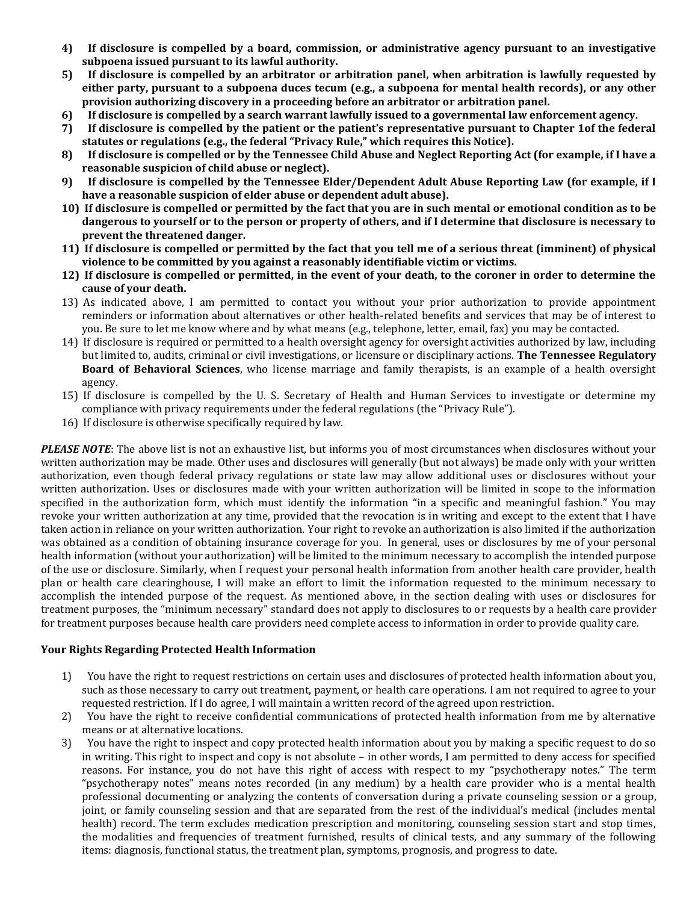4) **If disclosure is compelled by a board, commission, or administrative agency pursuant to an investigative subpoena issued pursuant to its lawful authority.**
5) **If disclosure is compelled by an arbitrator or arbitration panel, when arbitration is lawfully requested by either party, pursuant to a subpoena duces tecum (e.g., a subpoena for mental health records), or any other provision authorizing discovery in a proceeding before an arbitrator or arbitration panel.**
6) **If disclosure is compelled by a search warrant lawfully issued to a governmental law enforcement agency.**
7) **If disclosure is compelled by the patient or the patient's representative pursuant to Chapter 1of the federal statutes or regulations (e.g., the federal "Privacy Rule," which requires this Notice).**
8) **If disclosure is compelled or by the Tennessee Child Abuse and Neglect Reporting Act (for example, if I have a reasonable suspicion of child abuse or neglect).**
9) **If disclosure is compelled by the Tennessee Elder/Dependent Adult Abuse Reporting Law (for example, if I have a reasonable suspicion of elder abuse or dependent adult abuse).**
10) **If disclosure is compelled or permitted by the fact that you are in such mental or emotional condition as to be dangerous to yourself or to the person or property of others, and if I determine that disclosure is necessary to prevent the threatened danger.**
11) **If disclosure is compelled or permitted by the fact that you tell me of a serious threat (imminent) of physical violence to be committed by you against a reasonably identifiable victim or victims.**
12) **If disclosure is compelled or permitted, in the event of your death, to the coroner in order to determine the cause of your death.**
13) As indicated above, I am permitted to contact you without your prior authorization to provide appointment reminders or information about alternatives or other health-related benefits and services that may be of interest to you. Be sure to let me know where and by what means (e.g., telephone, letter, email, fax) you may be contacted.
14) If disclosure is required or permitted to a health oversight agency for oversight activities authorized by law, including but limited to, audits, criminal or civil investigations, or licensure or disciplinary actions. **The Tennessee Regulatory Board of Behavioral Sciences**, who license marriage and family therapists, is an example of a health oversight agency.
15) If disclosure is compelled by the U. S. Secretary of Health and Human Services to investigate or determine my compliance with privacy requirements under the federal regulations (the "Privacy Rule").
16) If disclosure is otherwise specifically required by law.

***PLEASE NOTE***: The above list is not an exhaustive list, but informs you of most circumstances when disclosures without your written authorization may be made. Other uses and disclosures will generally (but not always) be made only with your written authorization, even though federal privacy regulations or state law may allow additional uses or disclosures without your written authorization. Uses or disclosures made with your written authorization will be limited in scope to the information specified in the authorization form, which must identify the information "in a specific and meaningful fashion." You may revoke your written authorization at any time, provided that the revocation is in writing and except to the extent that I have taken action in reliance on your written authorization. Your right to revoke an authorization is also limited if the authorization was obtained as a condition of obtaining insurance coverage for you. In general, uses or disclosures by me of your personal health information (without your authorization) will be limited to the minimum necessary to accomplish the intended purpose of the use or disclosure. Similarly, when I request your personal health information from another health care provider, health plan or health care clearinghouse, I will make an effort to limit the information requested to the minimum necessary to accomplish the intended purpose of the request. As mentioned above, in the section dealing with uses or disclosures for treatment purposes, the "minimum necessary" standard does not apply to disclosures to or requests by a health care provider for treatment purposes because health care providers need complete access to information in order to provide quality care.

**Your Rights Regarding Protected Health Information**

1) You have the right to request restrictions on certain uses and disclosures of protected health information about you, such as those necessary to carry out treatment, payment, or health care operations. I am not required to agree to your requested restriction. If I do agree, I will maintain a written record of the agreed upon restriction.
2) You have the right to receive confidential communications of protected health information from me by alternative means or at alternative locations.
3) You have the right to inspect and copy protected health information about you by making a specific request to do so in writing. This right to inspect and copy is not absolute – in other words, I am permitted to deny access for specified reasons. For instance, you do not have this right of access with respect to my "psychotherapy notes." The term "psychotherapy notes" means notes recorded (in any medium) by a health care provider who is a mental health professional documenting or analyzing the contents of conversation during a private counseling session or a group, joint, or family counseling session and that are separated from the rest of the individual's medical (includes mental health) record. The term excludes medication prescription and monitoring, counseling session start and stop times, the modalities and frequencies of treatment furnished, results of clinical tests, and any summary of the following items: diagnosis, functional status, the treatment plan, symptoms, prognosis, and progress to date.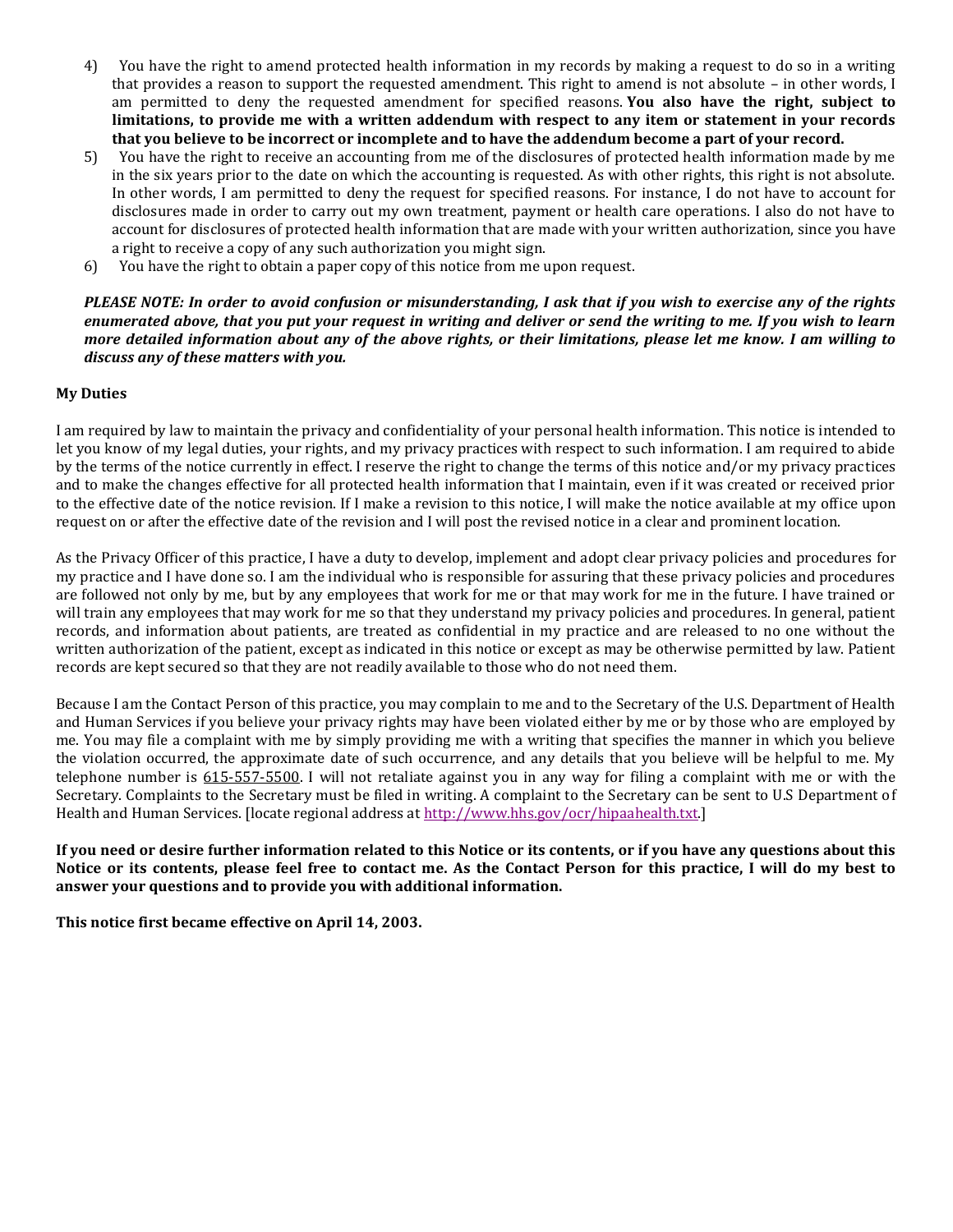4) You have the right to amend protected health information in my records by making a request to do so in a writing that provides a reason to support the requested amendment. This right to amend is not absolute – in other words, I am permitted to deny the requested amendment for specified reasons. **You also have the right, subject to limitations, to provide me with a written addendum with respect to any item or statement in your records that you believe to be incorrect or incomplete and to have the addendum become a part of your record.**
5) You have the right to receive an accounting from me of the disclosures of protected health information made by me in the six years prior to the date on which the accounting is requested. As with other rights, this right is not absolute. In other words, I am permitted to deny the request for specified reasons. For instance, I do not have to account for disclosures made in order to carry out my own treatment, payment or health care operations. I also do not have to account for disclosures of protected health information that are made with your written authorization, since you have a right to receive a copy of any such authorization you might sign.
6) You have the right to obtain a paper copy of this notice from me upon request.

***PLEASE NOTE: In order to avoid confusion or misunderstanding, I ask that if you wish to exercise any of the rights enumerated above, that you put your request in writing and deliver or send the writing to me. If you wish to learn more detailed information about any of the above rights, or their limitations, please let me know. I am willing to discuss any of these matters with you.***

**My Duties**

I am required by law to maintain the privacy and confidentiality of your personal health information. This notice is intended to let you know of my legal duties, your rights, and my privacy practices with respect to such information. I am required to abide by the terms of the notice currently in effect. I reserve the right to change the terms of this notice and/or my privacy practices and to make the changes effective for all protected health information that I maintain, even if it was created or received prior to the effective date of the notice revision. If I make a revision to this notice, I will make the notice available at my office upon request on or after the effective date of the revision and I will post the revised notice in a clear and prominent location.

As the Privacy Officer of this practice, I have a duty to develop, implement and adopt clear privacy policies and procedures for my practice and I have done so. I am the individual who is responsible for assuring that these privacy policies and procedures are followed not only by me, but by any employees that work for me or that may work for me in the future. I have trained or will train any employees that may work for me so that they understand my privacy policies and procedures. In general, patient records, and information about patients, are treated as confidential in my practice and are released to no one without the written authorization of the patient, except as indicated in this notice or except as may be otherwise permitted by law. Patient records are kept secured so that they are not readily available to those who do not need them.

Because I am the Contact Person of this practice, you may complain to me and to the Secretary of the U.S. Department of Health and Human Services if you believe your privacy rights may have been violated either by me or by those who are employed by me. You may file a complaint with me by simply providing me with a writing that specifies the manner in which you believe the violation occurred, the approximate date of such occurrence, and any details that you believe will be helpful to me. My telephone number is 615-557-5500. I will not retaliate against you in any way for filing a complaint with me or with the Secretary. Complaints to the Secretary must be filed in writing. A complaint to the Secretary can be sent to U.S Department of Health and Human Services. [locate regional address at http://www.hhs.gov/ocr/hipaahealth.txt.]

**If you need or desire further information related to this Notice or its contents, or if you have any questions about this Notice or its contents, please feel free to contact me. As the Contact Person for this practice, I will do my best to answer your questions and to provide you with additional information.**

**This notice first became effective on April 14, 2003.**